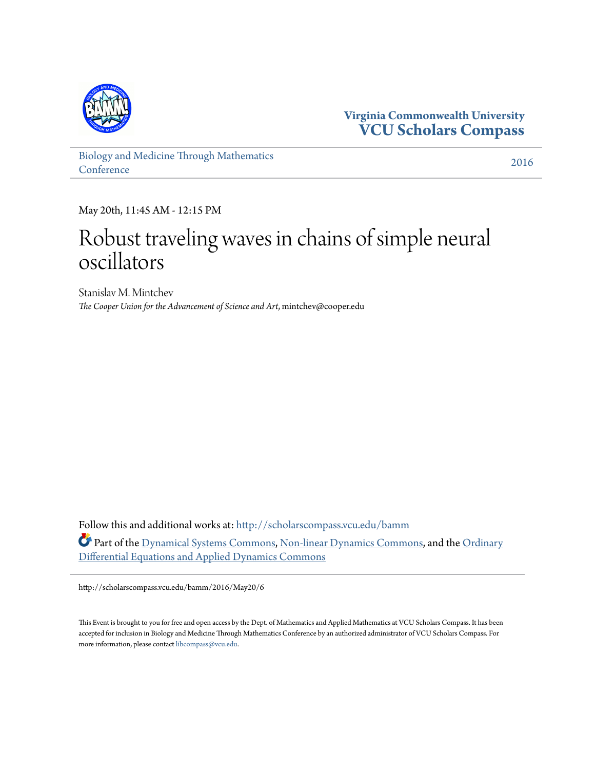Virginia Commonwealth University
**VCU Scholars Compass**

Biology and Medicine Through Mathematics Conference

2016

May 20th, 11:45 AM - 12:15 PM

# Robust traveling waves in chains of simple neural oscillators

Stanislav M. Mintchev
*The Cooper Union for the Advancement of Science and Art*, mintchev@cooper.edu

Follow this and additional works at: http://scholarscompass.vcu.edu/bamm

Part of the Dynamical Systems Commons, Non-linear Dynamics Commons, and the Ordinary Differential Equations and Applied Dynamics Commons

http://scholarscompass.vcu.edu/bamm/2016/May20/6

This Event is brought to you for free and open access by the Dept. of Mathematics and Applied Mathematics at VCU Scholars Compass. It has been accepted for inclusion in Biology and Medicine Through Mathematics Conference by an authorized administrator of VCU Scholars Compass. For more information, please contact libcompass@vcu.edu.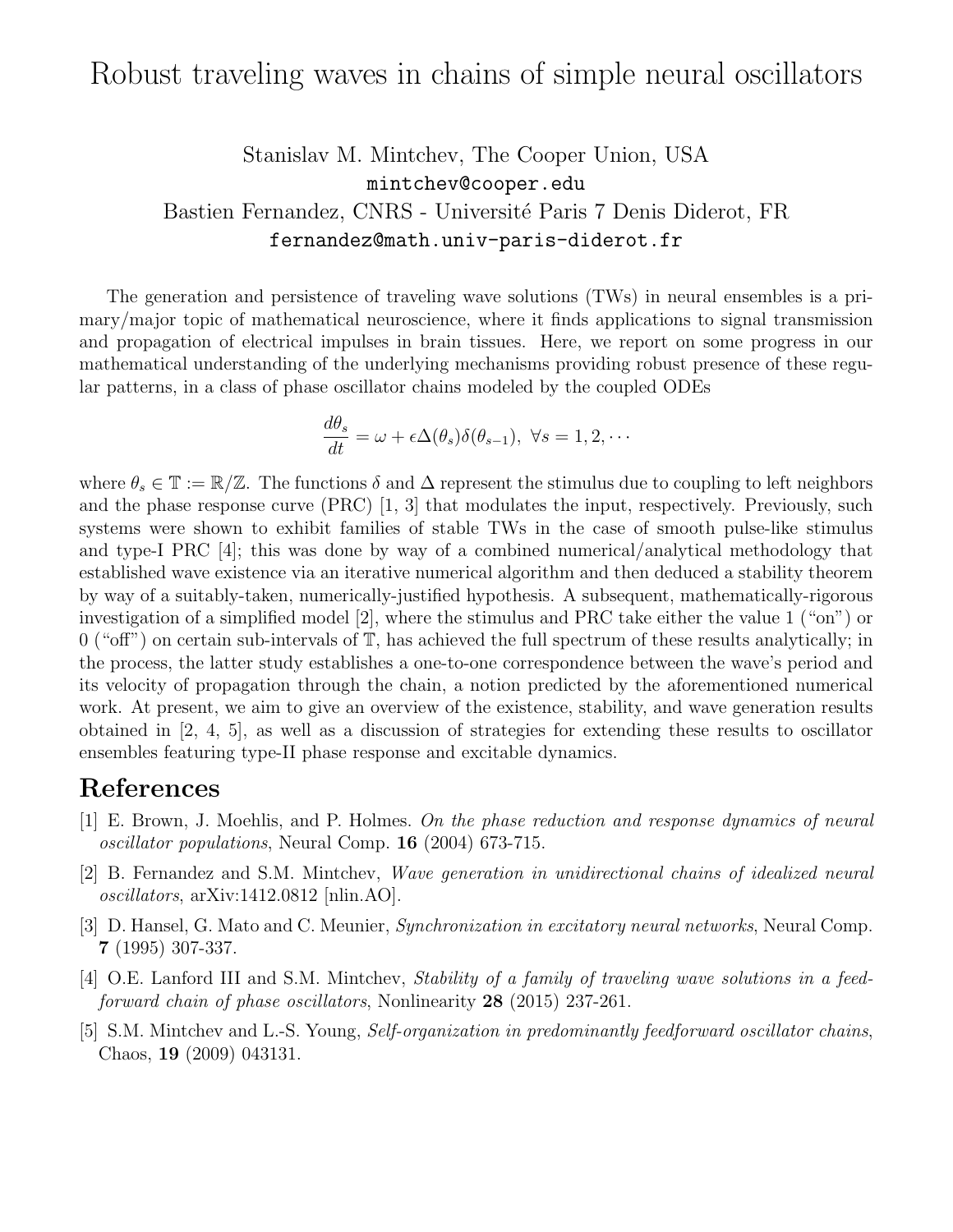# Robust traveling waves in chains of simple neural oscillators

Stanislav M. Mintchev, The Cooper Union, USA
mintchev@cooper.edu
Bastien Fernandez, CNRS - Université Paris 7 Denis Diderot, FR
fernandez@math.univ-paris-diderot.fr

The generation and persistence of traveling wave solutions (TWs) in neural ensembles is a primary/major topic of mathematical neuroscience, where it finds applications to signal transmission and propagation of electrical impulses in brain tissues. Here, we report on some progress in our mathematical understanding of the underlying mechanisms providing robust presence of these regular patterns, in a class of phase oscillator chains modeled by the coupled ODEs

$$\frac{d\theta_s}{dt} = \omega + \epsilon \Delta(\theta_s)\delta(\theta_{s-1}),\ \forall s = 1, 2, \cdots$$

where $\theta_s \in \mathbb{T} := \mathbb{R}/\mathbb{Z}$. The functions $\delta$ and $\Delta$ represent the stimulus due to coupling to left neighbors and the phase response curve (PRC) [1, 3] that modulates the input, respectively. Previously, such systems were shown to exhibit families of stable TWs in the case of smooth pulse-like stimulus and type-I PRC [4]; this was done by way of a combined numerical/analytical methodology that established wave existence via an iterative numerical algorithm and then deduced a stability theorem by way of a suitably-taken, numerically-justified hypothesis. A subsequent, mathematically-rigorous investigation of a simplified model [2], where the stimulus and PRC take either the value 1 ("on") or 0 ("off") on certain sub-intervals of $\mathbb{T}$, has achieved the full spectrum of these results analytically; in the process, the latter study establishes a one-to-one correspondence between the wave's period and its velocity of propagation through the chain, a notion predicted by the aforementioned numerical work. At present, we aim to give an overview of the existence, stability, and wave generation results obtained in [2, 4, 5], as well as a discussion of strategies for extending these results to oscillator ensembles featuring type-II phase response and excitable dynamics.

## References

[1] E. Brown, J. Moehlis, and P. Holmes. *On the phase reduction and response dynamics of neural oscillator populations*, Neural Comp. **16** (2004) 673-715.

[2] B. Fernandez and S.M. Mintchev, *Wave generation in unidirectional chains of idealized neural oscillators*, arXiv:1412.0812 [nlin.AO].

[3] D. Hansel, G. Mato and C. Meunier, *Synchronization in excitatory neural networks*, Neural Comp. **7** (1995) 307-337.

[4] O.E. Lanford III and S.M. Mintchev, *Stability of a family of traveling wave solutions in a feedforward chain of phase oscillators*, Nonlinearity **28** (2015) 237-261.

[5] S.M. Mintchev and L.-S. Young, *Self-organization in predominantly feedforward oscillator chains*, Chaos, **19** (2009) 043131.